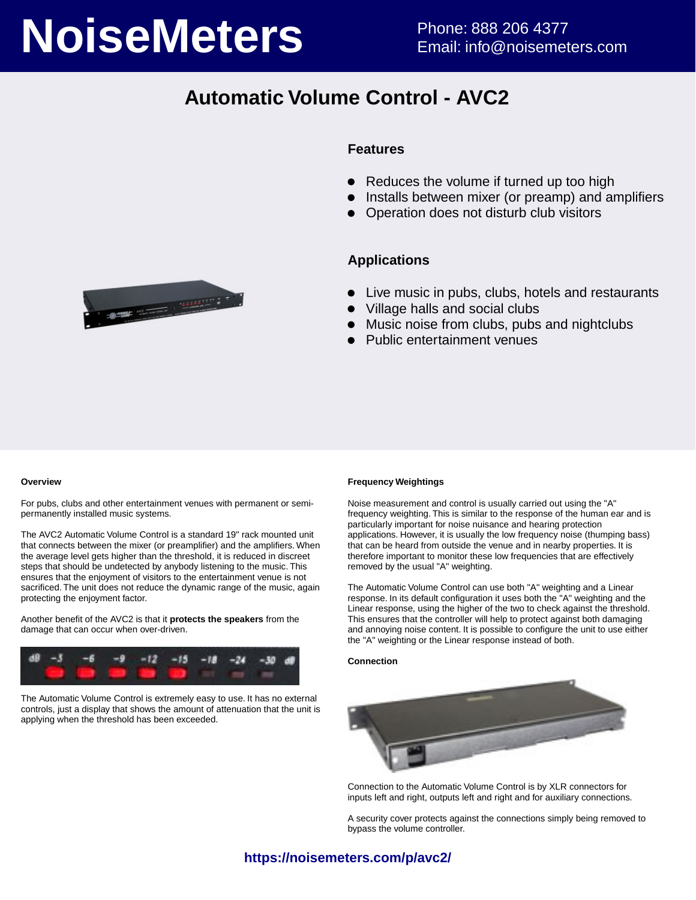# NoiseMeters

Phone: 888 206 4377
Email: info@noisemeters.com

## Automatic Volume Control - AVC2

### Features

- Reduces the volume if turned up too high
- Installs between mixer (or preamp) and amplifiers
- Operation does not disturb club visitors

### Applications

- Live music in pubs, clubs, hotels and restaurants
- Village halls and social clubs
- Music noise from clubs, pubs and nightclubs
- Public entertainment venues

#### Overview

For pubs, clubs and other entertainment venues with permanent or semi-permanently installed music systems.

The AVC2 Automatic Volume Control is a standard 19" rack mounted unit that connects between the mixer (or preamplifier) and the amplifiers. When the average level gets higher than the threshold, it is reduced in discreet steps that should be undetected by anybody listening to the music. This ensures that the enjoyment of visitors to the entertainment venue is not sacrificed. The unit does not reduce the dynamic range of the music, again protecting the enjoyment factor.

Another benefit of the AVC2 is that it **protects the speakers** from the damage that can occur when over-driven.

The Automatic Volume Control is extremely easy to use. It has no external controls, just a display that shows the amount of attenuation that the unit is applying when the threshold has been exceeded.

#### Frequency Weightings

Noise measurement and control is usually carried out using the "A" frequency weighting. This is similar to the response of the human ear and is particularly important for noise nuisance and hearing protection applications. However, it is usually the low frequency noise (thumping bass) that can be heard from outside the venue and in nearby properties. It is therefore important to monitor these low frequencies that are effectively removed by the usual "A" weighting.

The Automatic Volume Control can use both "A" weighting and a Linear response. In its default configuration it uses both the "A" weighting and the Linear response, using the higher of the two to check against the threshold. This ensures that the controller will help to protect against both damaging and annoying noise content. It is possible to configure the unit to use either the "A" weighting or the Linear response instead of both.

#### Connection

Connection to the Automatic Volume Control is by XLR connectors for inputs left and right, outputs left and right and for auxiliary connections.

A security cover protects against the connections simply being removed to bypass the volume controller.

**https://noisemeters.com/p/avc2/**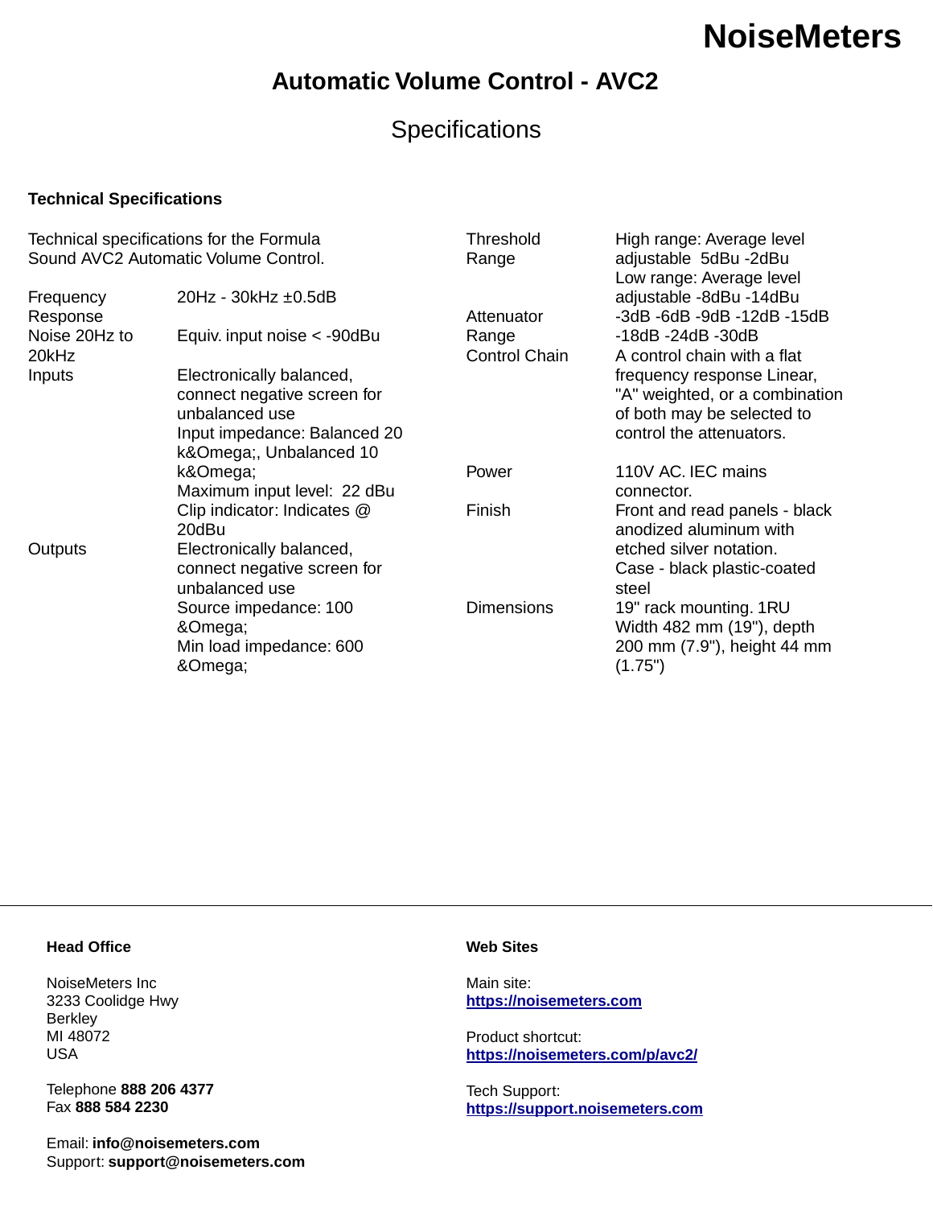# NoiseMeters

## Automatic Volume Control - AVC2

## Specifications

### Technical Specifications

Technical specifications for the Formula Sound AVC2 Automatic Volume Control.

| | |
|---|---|
| Frequency Response | 20Hz - 30kHz ±0.5dB |
| Noise 20Hz to 20kHz | Equiv. input noise < -90dBu |
| Inputs | Electronically balanced, connect negative screen for unbalanced use<br>Input impedance: Balanced 20 k&Omega;, Unbalanced 10 k&Omega;<br>Maximum input level: 22 dBu<br>Clip indicator: Indicates @ 20dBu |
| Outputs | Electronically balanced, connect negative screen for unbalanced use<br>Source impedance: 100 &Omega;<br>Min load impedance: 600 &Omega; |
| Threshold Range | High range: Average level adjustable 5dBu -2dBu<br>Low range: Average level adjustable -8dBu -14dBu |
| Attenuator Range | -3dB -6dB -9dB -12dB -15dB -18dB -24dB -30dB |
| Control Chain | A control chain with a flat frequency response Linear, "A" weighted, or a combination of both may be selected to control the attenuators. |
| Power | 110V AC. IEC mains connector. |
| Finish | Front and read panels - black anodized aluminum with etched silver notation.<br>Case - black plastic-coated steel |
| Dimensions | 19" rack mounting. 1RU<br>Width 482 mm (19"), depth 200 mm (7.9"), height 44 mm (1.75") |

---

**Head Office**

NoiseMeters Inc
3233 Coolidge Hwy
Berkley
MI 48072
USA

Telephone **888 206 4377**
Fax **888 584 2230**

Email: **info@noisemeters.com**
Support: **support@noisemeters.com**

**Web Sites**

Main site:
**https://noisemeters.com**

Product shortcut:
**https://noisemeters.com/p/avc2/**

Tech Support:
**https://support.noisemeters.com**